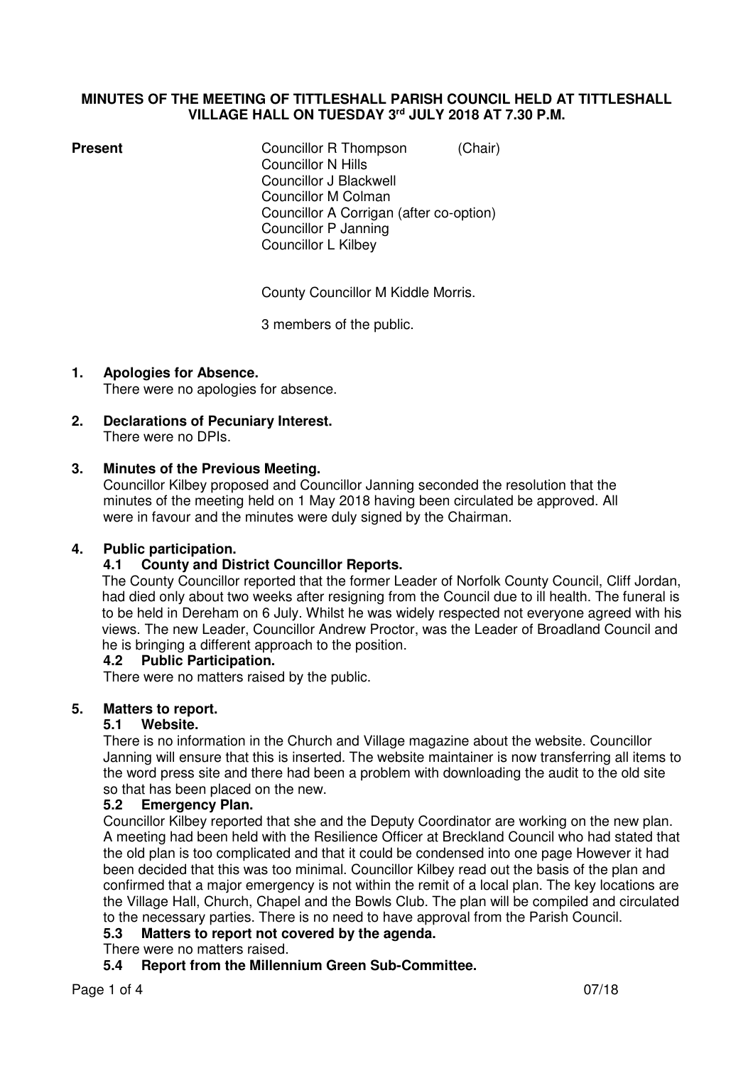**MINUTES OF THE MEETING OF TITTLESHALL PARISH COUNCIL HELD AT TITTLESHALL VILLAGE HALL ON TUESDAY 3rd JULY 2018 AT 7.30 P.M.**

**Present**

Councillor R Thompson (Chair)
Councillor N Hills
Councillor J Blackwell
Councillor M Colman
Councillor A Corrigan (after co-option)
Councillor P Janning
Councillor L Kilbey

County Councillor M Kiddle Morris.

3 members of the public.

**1. Apologies for Absence.**

There were no apologies for absence.

**2. Declarations of Pecuniary Interest.**

There were no DPIs.

**3. Minutes of the Previous Meeting.**

Councillor Kilbey proposed and Councillor Janning seconded the resolution that the minutes of the meeting held on 1 May 2018 having been circulated be approved. All were in favour and the minutes were duly signed by the Chairman.

**4. Public participation.**

**4.1 County and District Councillor Reports.**

The County Councillor reported that the former Leader of Norfolk County Council, Cliff Jordan, had died only about two weeks after resigning from the Council due to ill health. The funeral is to be held in Dereham on 6 July. Whilst he was widely respected not everyone agreed with his views. The new Leader, Councillor Andrew Proctor, was the Leader of Broadland Council and he is bringing a different approach to the position.

**4.2 Public Participation.**

There were no matters raised by the public.

**5. Matters to report.**

**5.1 Website.**

There is no information in the Church and Village magazine about the website. Councillor Janning will ensure that this is inserted. The website maintainer is now transferring all items to the word press site and there had been a problem with downloading the audit to the old site so that has been placed on the new.

**5.2 Emergency Plan.**

Councillor Kilbey reported that she and the Deputy Coordinator are working on the new plan. A meeting had been held with the Resilience Officer at Breckland Council who had stated that the old plan is too complicated and that it could be condensed into one page However it had been decided that this was too minimal. Councillor Kilbey read out the basis of the plan and confirmed that a major emergency is not within the remit of a local plan. The key locations are the Village Hall, Church, Chapel and the Bowls Club. The plan will be compiled and circulated to the necessary parties. There is no need to have approval from the Parish Council.

**5.3 Matters to report not covered by the agenda.**

There were no matters raised.

**5.4 Report from the Millennium Green Sub-Committee.**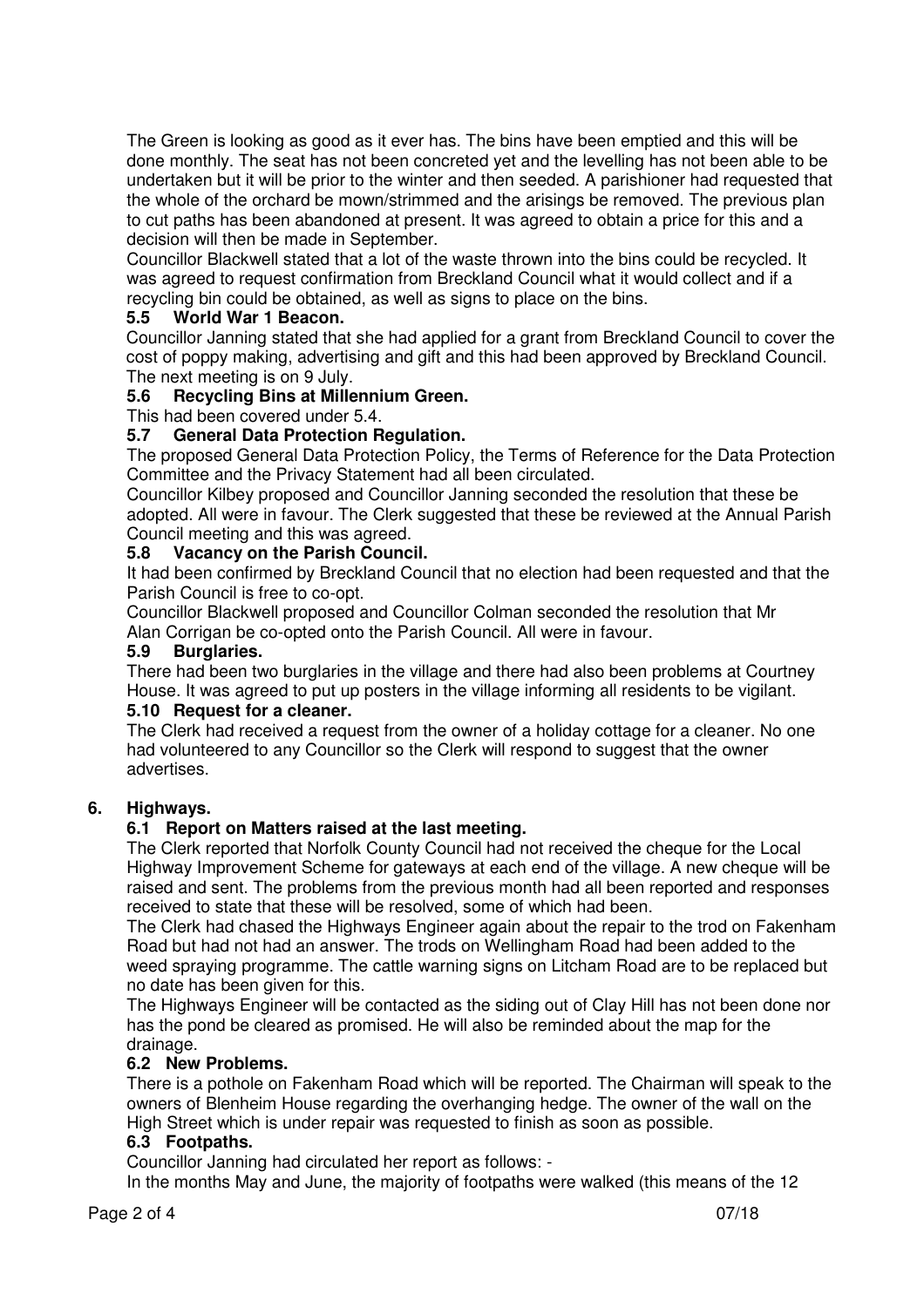The Green is looking as good as it ever has. The bins have been emptied and this will be done monthly. The seat has not been concreted yet and the levelling has not been able to be undertaken but it will be prior to the winter and then seeded. A parishioner had requested that the whole of the orchard be mown/strimmed and the arisings be removed. The previous plan to cut paths has been abandoned at present. It was agreed to obtain a price for this and a decision will then be made in September.

Councillor Blackwell stated that a lot of the waste thrown into the bins could be recycled. It was agreed to request confirmation from Breckland Council what it would collect and if a recycling bin could be obtained, as well as signs to place on the bins.

### 5.5 World War 1 Beacon.

Councillor Janning stated that she had applied for a grant from Breckland Council to cover the cost of poppy making, advertising and gift and this had been approved by Breckland Council. The next meeting is on 9 July.

### 5.6 Recycling Bins at Millennium Green.

This had been covered under 5.4.

### 5.7 General Data Protection Regulation.

The proposed General Data Protection Policy, the Terms of Reference for the Data Protection Committee and the Privacy Statement had all been circulated.

Councillor Kilbey proposed and Councillor Janning seconded the resolution that these be adopted. All were in favour. The Clerk suggested that these be reviewed at the Annual Parish Council meeting and this was agreed.

### 5.8 Vacancy on the Parish Council.

It had been confirmed by Breckland Council that no election had been requested and that the Parish Council is free to co-opt.

Councillor Blackwell proposed and Councillor Colman seconded the resolution that Mr Alan Corrigan be co-opted onto the Parish Council. All were in favour.

### 5.9 Burglaries.

There had been two burglaries in the village and there had also been problems at Courtney House. It was agreed to put up posters in the village informing all residents to be vigilant.

### 5.10 Request for a cleaner.

The Clerk had received a request from the owner of a holiday cottage for a cleaner. No one had volunteered to any Councillor so the Clerk will respond to suggest that the owner advertises.

## 6. Highways.

### 6.1 Report on Matters raised at the last meeting.

The Clerk reported that Norfolk County Council had not received the cheque for the Local Highway Improvement Scheme for gateways at each end of the village. A new cheque will be raised and sent. The problems from the previous month had all been reported and responses received to state that these will be resolved, some of which had been.

The Clerk had chased the Highways Engineer again about the repair to the trod on Fakenham Road but had not had an answer. The trods on Wellingham Road had been added to the weed spraying programme. The cattle warning signs on Litcham Road are to be replaced but no date has been given for this.

The Highways Engineer will be contacted as the siding out of Clay Hill has not been done nor has the pond be cleared as promised. He will also be reminded about the map for the drainage.

### 6.2 New Problems.

There is a pothole on Fakenham Road which will be reported. The Chairman will speak to the owners of Blenheim House regarding the overhanging hedge. The owner of the wall on the High Street which is under repair was requested to finish as soon as possible.

### 6.3 Footpaths.

Councillor Janning had circulated her report as follows: -

In the months May and June, the majority of footpaths were walked (this means of the 12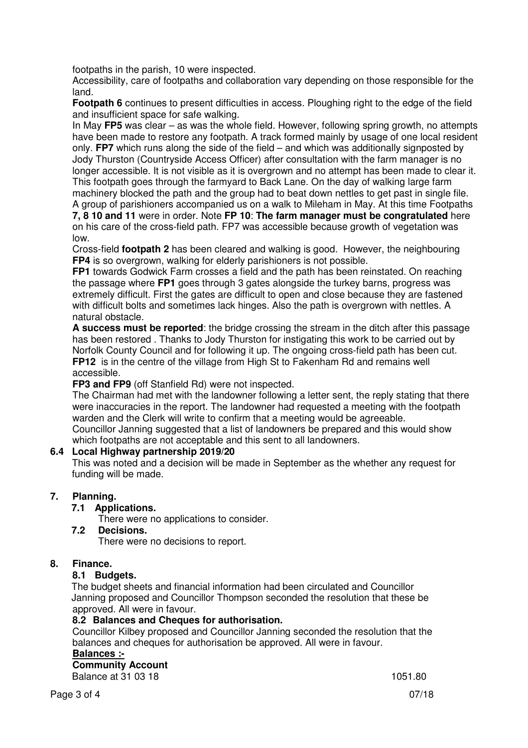footpaths in the parish, 10 were inspected.

Accessibility, care of footpaths and collaboration vary depending on those responsible for the land.

**Footpath 6** continues to present difficulties in access. Ploughing right to the edge of the field and insufficient space for safe walking.

In May **FP5** was clear – as was the whole field. However, following spring growth, no attempts have been made to restore any footpath. A track formed mainly by usage of one local resident only. **FP7** which runs along the side of the field – and which was additionally signposted by Jody Thurston (Countryside Access Officer) after consultation with the farm manager is no longer accessible. It is not visible as it is overgrown and no attempt has been made to clear it. This footpath goes through the farmyard to Back Lane. On the day of walking large farm machinery blocked the path and the group had to beat down nettles to get past in single file.

A group of parishioners accompanied us on a walk to Mileham in May. At this time Footpaths **7, 8 10 and 11** were in order. Note **FP 10**: **The farm manager must be congratulated** here on his care of the cross-field path. FP7 was accessible because growth of vegetation was low.

Cross-field **footpath 2** has been cleared and walking is good. However, the neighbouring **FP4** is so overgrown, walking for elderly parishioners is not possible.

**FP1** towards Godwick Farm crosses a field and the path has been reinstated. On reaching the passage where **FP1** goes through 3 gates alongside the turkey barns, progress was extremely difficult. First the gates are difficult to open and close because they are fastened with difficult bolts and sometimes lack hinges. Also the path is overgrown with nettles. A natural obstacle.

**A success must be reported**: the bridge crossing the stream in the ditch after this passage has been restored . Thanks to Jody Thurston for instigating this work to be carried out by Norfolk County Council and for following it up. The ongoing cross-field path has been cut.

**FP12** is in the centre of the village from High St to Fakenham Rd and remains well accessible.

**FP3 and FP9** (off Stanfield Rd) were not inspected.

The Chairman had met with the landowner following a letter sent, the reply stating that there were inaccuracies in the report. The landowner had requested a meeting with the footpath warden and the Clerk will write to confirm that a meeting would be agreeable.

Councillor Janning suggested that a list of landowners be prepared and this would show which footpaths are not acceptable and this sent to all landowners.

### 6.4 Local Highway partnership 2019/20

This was noted and a decision will be made in September as the whether any request for funding will be made.

## 7. Planning.

### 7.1 Applications.

There were no applications to consider.

### 7.2 Decisions.

There were no decisions to report.

## 8. Finance.

### 8.1 Budgets.

The budget sheets and financial information had been circulated and Councillor Janning proposed and Councillor Thompson seconded the resolution that these be approved. All were in favour.

### 8.2 Balances and Cheques for authorisation.

Councillor Kilbey proposed and Councillor Janning seconded the resolution that the balances and cheques for authorisation be approved. All were in favour.

**Balances :-**

**Community Account**

| | |
|---|---|
| Balance at 31 03 18 | 1051.80 |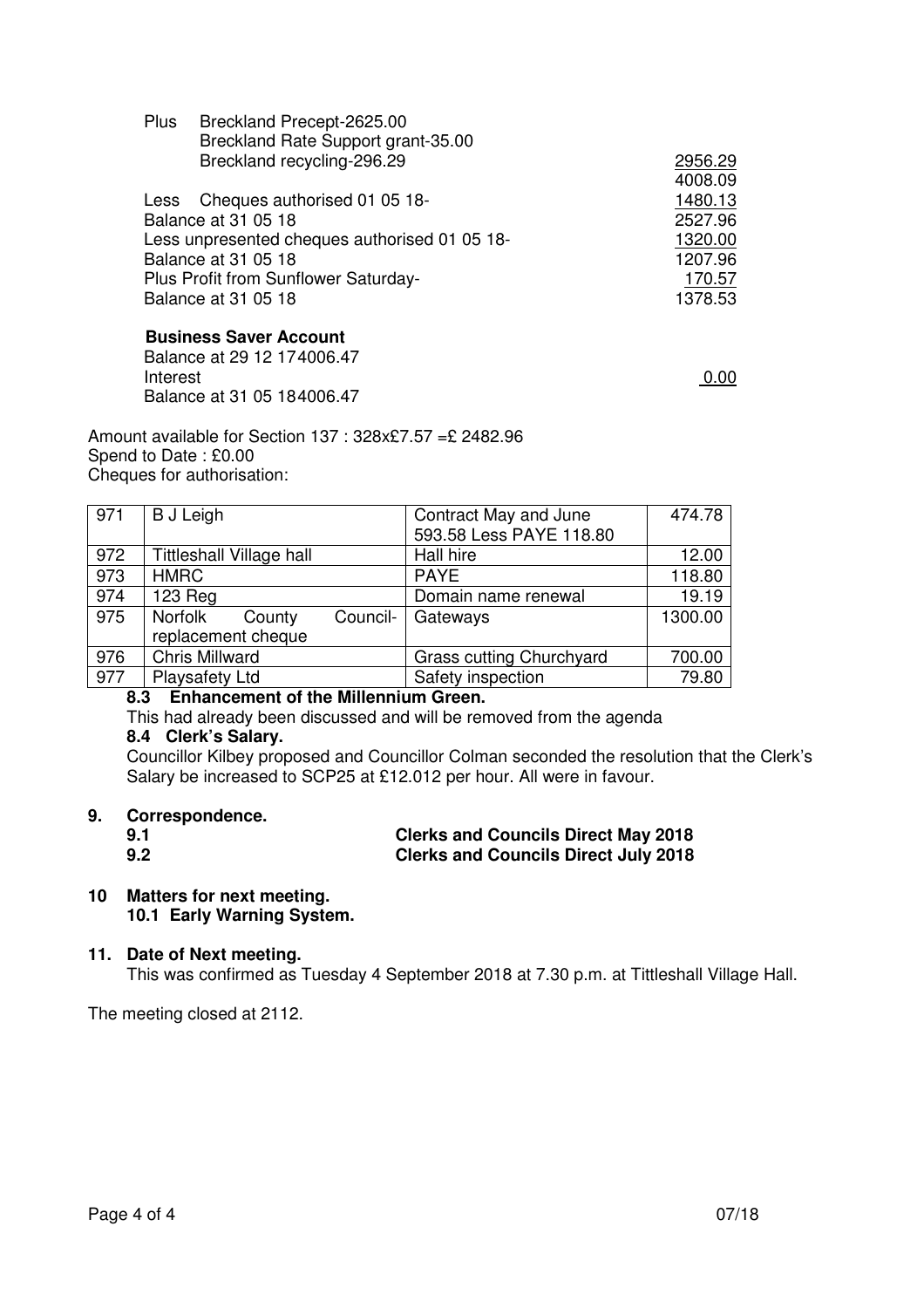Plus Breckland Precept-2625.00
Breckland Rate Support grant-35.00
Breckland recycling-296.29 2956.29

4008.09

Less Cheques authorised 01 05 18- 1480.13

Balance at 31 05 18 2527.96

Less unpresented cheques authorised 01 05 18- 1320.00

Balance at 31 05 18 1207.96

Plus Profit from Sunflower Saturday- 170.57

Balance at 31 05 18 1378.53

**Business Saver Account**

Balance at 29 12 174006.47

Interest 0.00

Balance at 31 05 184006.47

Amount available for Section 137 : 328x£7.57 =£ 2482.96

Spend to Date : £0.00

Cheques for authorisation:

| | | | |
|---|---|---|---|
| 971 | B J Leigh | Contract May and June 593.58 Less PAYE 118.80 | 474.78 |
| 972 | Tittleshall Village hall | Hall hire | 12.00 |
| 973 | HMRC | PAYE | 118.80 |
| 974 | 123 Reg | Domain name renewal | 19.19 |
| 975 | Norfolk County Council-replacement cheque | Gateways | 1300.00 |
| 976 | Chris Millward | Grass cutting Churchyard | 700.00 |
| 977 | Playsafety Ltd | Safety inspection | 79.80 |

**8.3 Enhancement of the Millennium Green.**

This had already been discussed and will be removed from the agenda

**8.4 Clerk's Salary.**

Councillor Kilbey proposed and Councillor Colman seconded the resolution that the Clerk's Salary be increased to SCP25 at £12.012 per hour. All were in favour.

## 9. Correspondence.

**9.1 Clerks and Councils Direct May 2018**

**9.2 Clerks and Councils Direct July 2018**

## 10 Matters for next meeting.

**10.1 Early Warning System.**

## 11. Date of Next meeting.

This was confirmed as Tuesday 4 September 2018 at 7.30 p.m. at Tittleshall Village Hall.

The meeting closed at 2112.